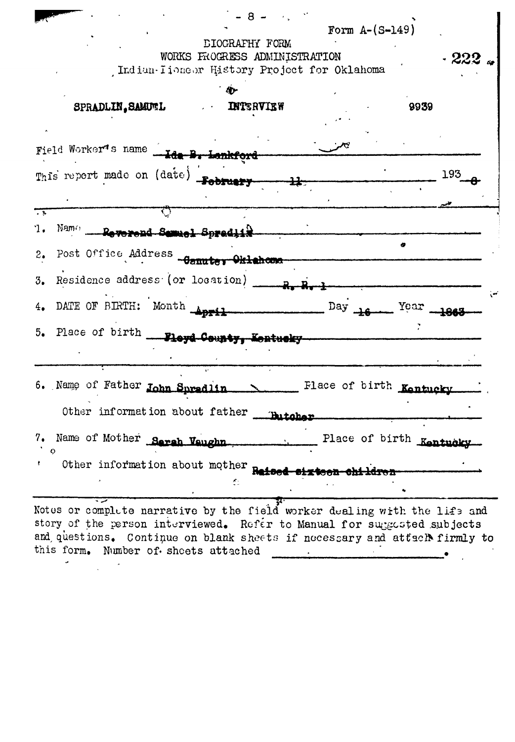Form A-(S-149)

BIOGRAPHY FORM
WORKS PROGRESS ADMINISTRATION
Indian-Pioneer History Project for Oklahoma

222

SPRADLIN, SAMUEL INTERVIEW 9939

Field Worker's name Ida B. Lankford

This report made on (date) February 11 1938

1. Name Reverend Samuel Spradlin
2. Post Office Address Canute, Oklahoma
3. Residence address (or location) R. R. 1
4. DATE OF BIRTH: Month April Day 16 Year 1863
5. Place of birth Floyd County, Kentucky

6. Name of Father John Spradlin Place of birth Kentucky

   Other information about father Butcher

7. Name of Mother Sarah Vaughn Place of birth Kentucky

   Other information about mother Raised sixteen children

Notes or complete narrative by the field worker dealing with the life and story of the person interviewed. Refer to Manual for suggested subjects and questions. Continue on blank sheets if necessary and attach firmly to this form. Number of sheets attached \_\_\_\_\_\_\_\_.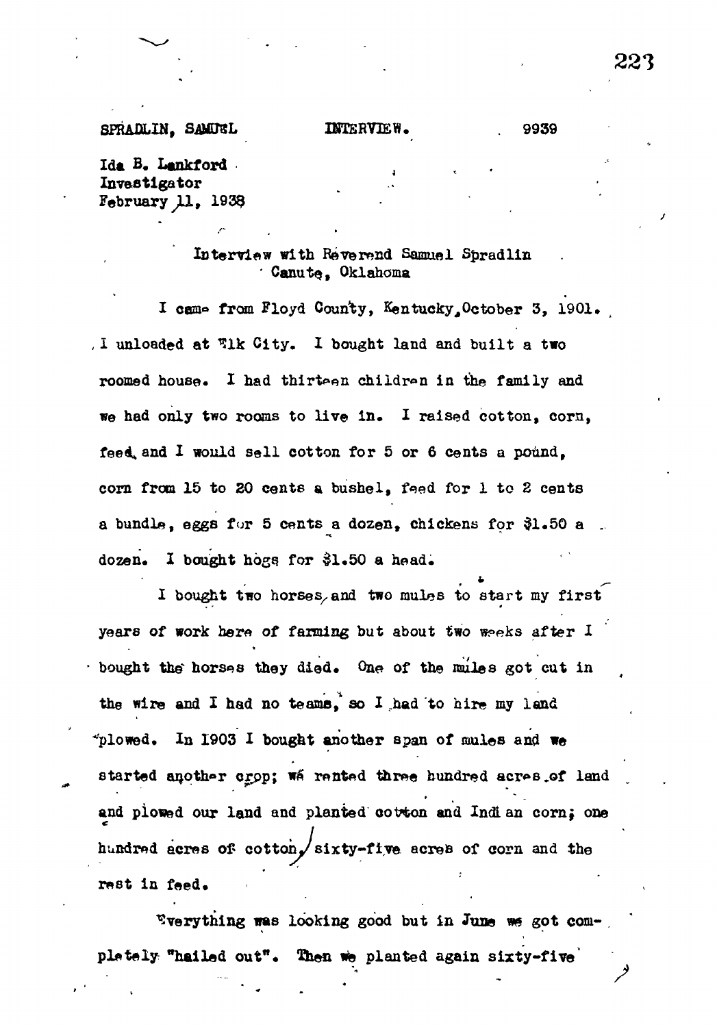SPRADLIN, SAMUEL INTERVIEW. 9939

Ida B. Lankford
Investigator
February 11, 1938

Interview with Reverend Samuel Spradlin
Canute, Oklahoma

I came from Floyd County, Kentucky, October 3, 1901. I unloaded at Elk City. I bought land and built a two roomed house. I had thirteen children in the family and we had only two rooms to live in. I raised cotton, corn, feed, and I would sell cotton for 5 or 6 cents a pound, corn from 15 to 20 cents a bushel, feed for 1 to 2 cents a bundle, eggs for 5 cents a dozen, chickens for $1.50 a dozen. I bought hogs for $1.50 a head.

I bought two horses and two mules to start my first years of work here of farming but about two weeks after I bought the horses they died. One of the mules got cut in the wire and I had no teams, so I had to hire my land plowed. In 1903 I bought another span of mules and we started another crop; we rented three hundred acres of land and plowed our land and planted cotton and Indian corn; one hundred acres of cotton, sixty-five acres of corn and the rest in feed.

Everything was looking good but in June we got completely "hailed out". Then we planted again sixty-five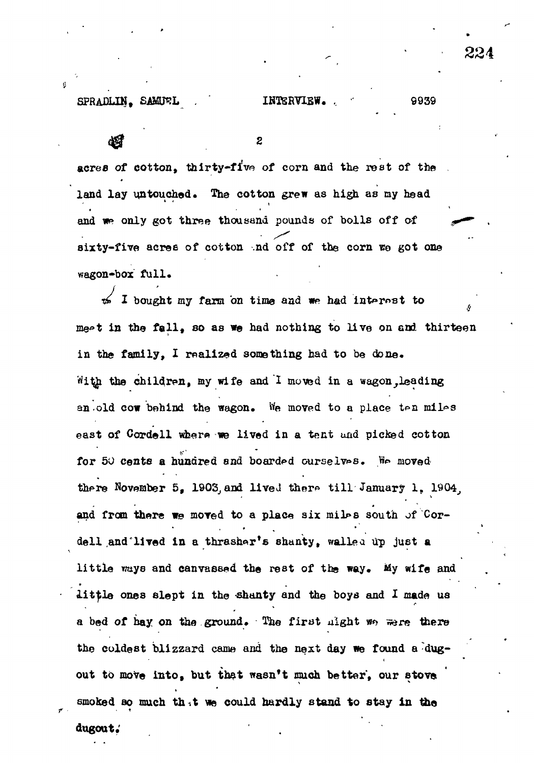acres of cotton, thirty-five of corn and the rest of the land lay untouched. The cotton grew as high as my head and we only got three thousand pounds of bolls off of sixty-five acres of cotton and off of the corn we got one wagon-box full.

I bought my farm on time and we had interest to meet in the fall, so as we had nothing to live on and thirteen in the family, I realized something had to be done. With the children, my wife and I moved in a wagon, leading an old cow behind the wagon. We moved to a place ten miles east of Cordell where we lived in a tent and picked cotton for 50 cents a hundred and boarded ourselves. We moved there November 5, 1903, and lived there till January 1, 1904, and from there we moved to a place six miles south of Cordell and lived in a thrasher's shanty, walled up just a little ways and canvassed the rest of the way. My wife and little ones slept in the shanty and the boys and I made us a bed of hay on the ground. The first night we were there the coldest blizzard came and the next day we found a dug-out to move into, but that wasn't much better, our stove smoked so much that we could hardly stand to stay in the dugout.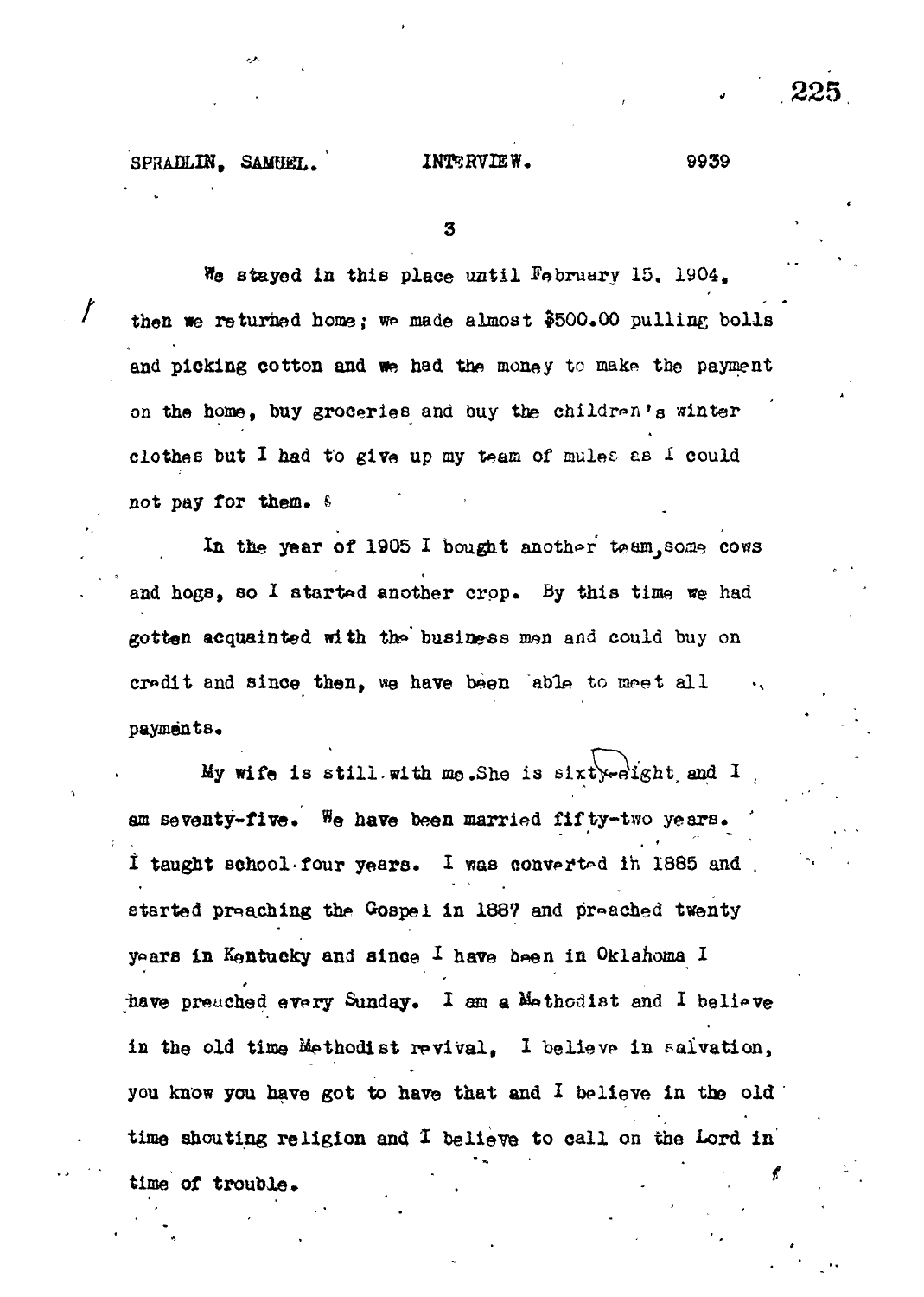We stayed in this place until February 15, 1904, then we returned home; we made almost $500.00 pulling bolls and picking cotton and we had the money to make the payment on the home, buy groceries and buy the children's winter clothes but I had to give up my team of mules as I could not pay for them.

In the year of 1905 I bought another team, some cows and hogs, so I started another crop. By this time we had gotten acquainted with the business men and could buy on credit and since then, we have been able to meet all payments.

My wife is still with me. She is sixty-eight and I am seventy-five. We have been married fifty-two years. I taught school four years. I was converted in 1885 and started preaching the Gospel in 1887 and preached twenty years in Kentucky and since I have been in Oklahoma I have preached every Sunday. I am a Methodist and I believe in the old time Methodist revival, I believe in salvation, you know you have got to have that and I believe in the old time shouting religion and I believe to call on the Lord in time of trouble.